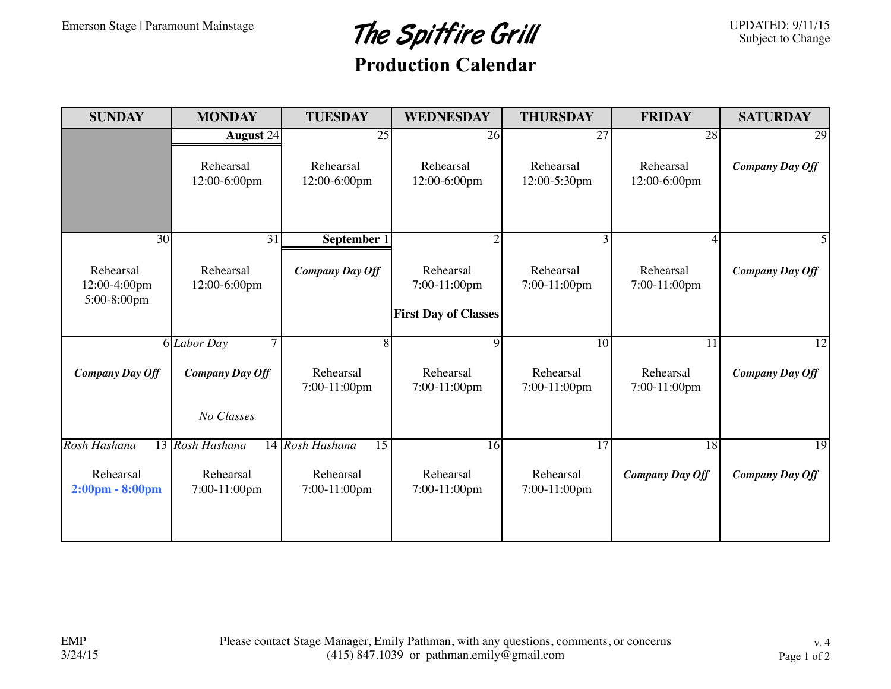Emerson Stage | Paramount Mainstage

UPDATED: 9/11/15
Subject to Change

# The Spitfire Grill

## Production Calendar

| SUNDAY | MONDAY | TUESDAY | WEDNESDAY | THURSDAY | FRIDAY | SATURDAY |
|---|---|---|---|---|---|---|
| | **August** 24<br>Rehearsal<br>12:00-6:00pm | 25<br>Rehearsal<br>12:00-6:00pm | 26<br>Rehearsal<br>12:00-6:00pm | 27<br>Rehearsal<br>12:00-5:30pm | 28<br>Rehearsal<br>12:00-6:00pm | 29<br>***Company Day Off*** |
| 30<br>Rehearsal<br>12:00-4:00pm<br>5:00-8:00pm | 31<br>Rehearsal<br>12:00-6:00pm | **September** 1<br>***Company Day Off*** | 2<br>Rehearsal<br>7:00-11:00pm<br>**First Day of Classes** | 3<br>Rehearsal<br>7:00-11:00pm | 4<br>Rehearsal<br>7:00-11:00pm | 5<br>***Company Day Off*** |
| 6<br>***Company Day Off*** | *Labor Day* 7<br>***Company Day Off***<br>*No Classes* | 8<br>Rehearsal<br>7:00-11:00pm | 9<br>Rehearsal<br>7:00-11:00pm | 10<br>Rehearsal<br>7:00-11:00pm | 11<br>Rehearsal<br>7:00-11:00pm | 12<br>***Company Day Off*** |
| *Rosh Hashana* 13<br>Rehearsal<br>**2:00pm - 8:00pm** | *Rosh Hashana* 14<br>Rehearsal<br>7:00-11:00pm | *Rosh Hashana* 15<br>Rehearsal<br>7:00-11:00pm | 16<br>Rehearsal<br>7:00-11:00pm | 17<br>Rehearsal<br>7:00-11:00pm | 18<br>***Company Day Off*** | 19<br>***Company Day Off*** |

EMP
3/24/15

Please contact Stage Manager, Emily Pathman, with any questions, comments, or concerns
(415) 847.1039 or pathman.emily@gmail.com

v. 4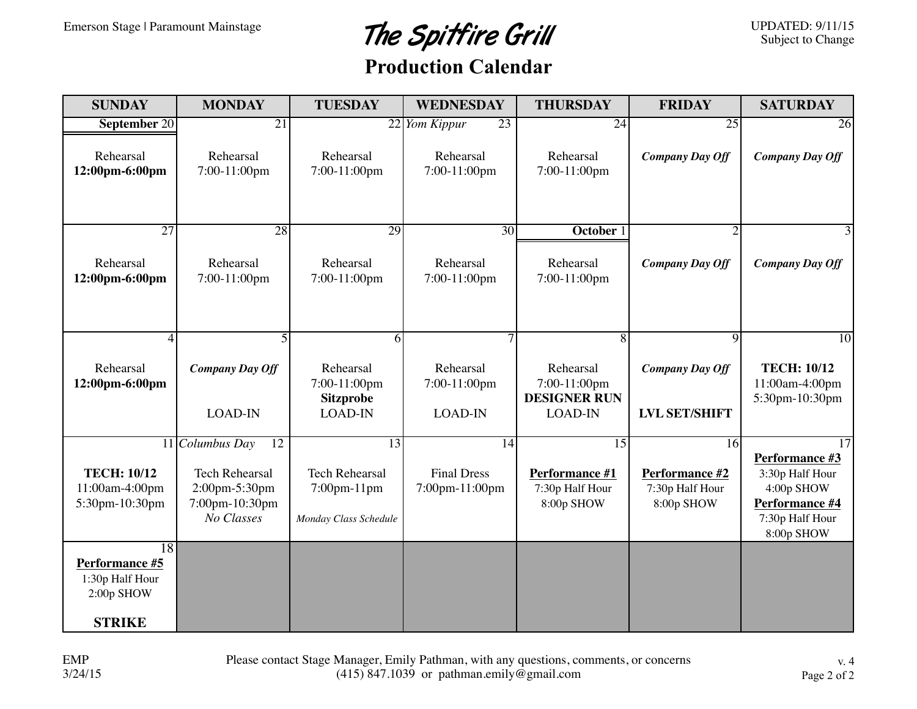Emerson Stage | Paramount Mainstage

# The Spitfire Grill

## Production Calendar

UPDATED: 9/11/15
Subject to Change

| SUNDAY | MONDAY | TUESDAY | WEDNESDAY | THURSDAY | FRIDAY | SATURDAY |
|---|---|---|---|---|---|---|
| **September** 20<br>Rehearsal<br>**12:00pm-6:00pm** | 21<br>Rehearsal<br>7:00-11:00pm | 22<br>Rehearsal<br>7:00-11:00pm | *Yom Kippur* 23<br>Rehearsal<br>7:00-11:00pm | 24<br>Rehearsal<br>7:00-11:00pm | 25<br>***Company Day Off*** | 26<br>***Company Day Off*** |
| 27<br>Rehearsal<br>**12:00pm-6:00pm** | 28<br>Rehearsal<br>7:00-11:00pm | 29<br>Rehearsal<br>7:00-11:00pm | 30<br>Rehearsal<br>7:00-11:00pm | **October** 1<br>Rehearsal<br>7:00-11:00pm | 2<br>***Company Day Off*** | 3<br>***Company Day Off*** |
| 4<br>Rehearsal<br>**12:00pm-6:00pm** | 5<br>***Company Day Off***<br>LOAD-IN | 6<br>Rehearsal<br>7:00-11:00pm<br>**Sitzprobe**<br>LOAD-IN | 7<br>Rehearsal<br>7:00-11:00pm<br>LOAD-IN | 8<br>Rehearsal<br>7:00-11:00pm<br>**DESIGNER RUN**<br>LOAD-IN | 9<br>***Company Day Off***<br>**LVL SET/SHIFT** | 10<br>**TECH: 10/12**<br>11:00am-4:00pm<br>5:30pm-10:30pm |
| 11<br>**TECH: 10/12**<br>11:00am-4:00pm<br>5:30pm-10:30pm | *Columbus Day* 12<br>Tech Rehearsal<br>2:00pm-5:30pm<br>7:00pm-10:30pm<br>*No Classes* | 13<br>Tech Rehearsal<br>7:00pm-11pm<br>*Monday Class Schedule* | 14<br>Final Dress<br>7:00pm-11:00pm | 15<br>**Performance #1**<br>7:30p Half Hour<br>8:00p SHOW | 16<br>**Performance #2**<br>7:30p Half Hour<br>8:00p SHOW | 17<br>**Performance #3**<br>3:30p Half Hour<br>4:00p SHOW<br>**Performance #4**<br>7:30p Half Hour<br>8:00p SHOW |
| 18<br>**Performance #5**<br>1:30p Half Hour<br>2:00p SHOW<br>**STRIKE** | | | | | | |

EMP
3/24/15

Please contact Stage Manager, Emily Pathman, with any questions, comments, or concerns
(415) 847.1039 or pathman.emily@gmail.com

v. 4